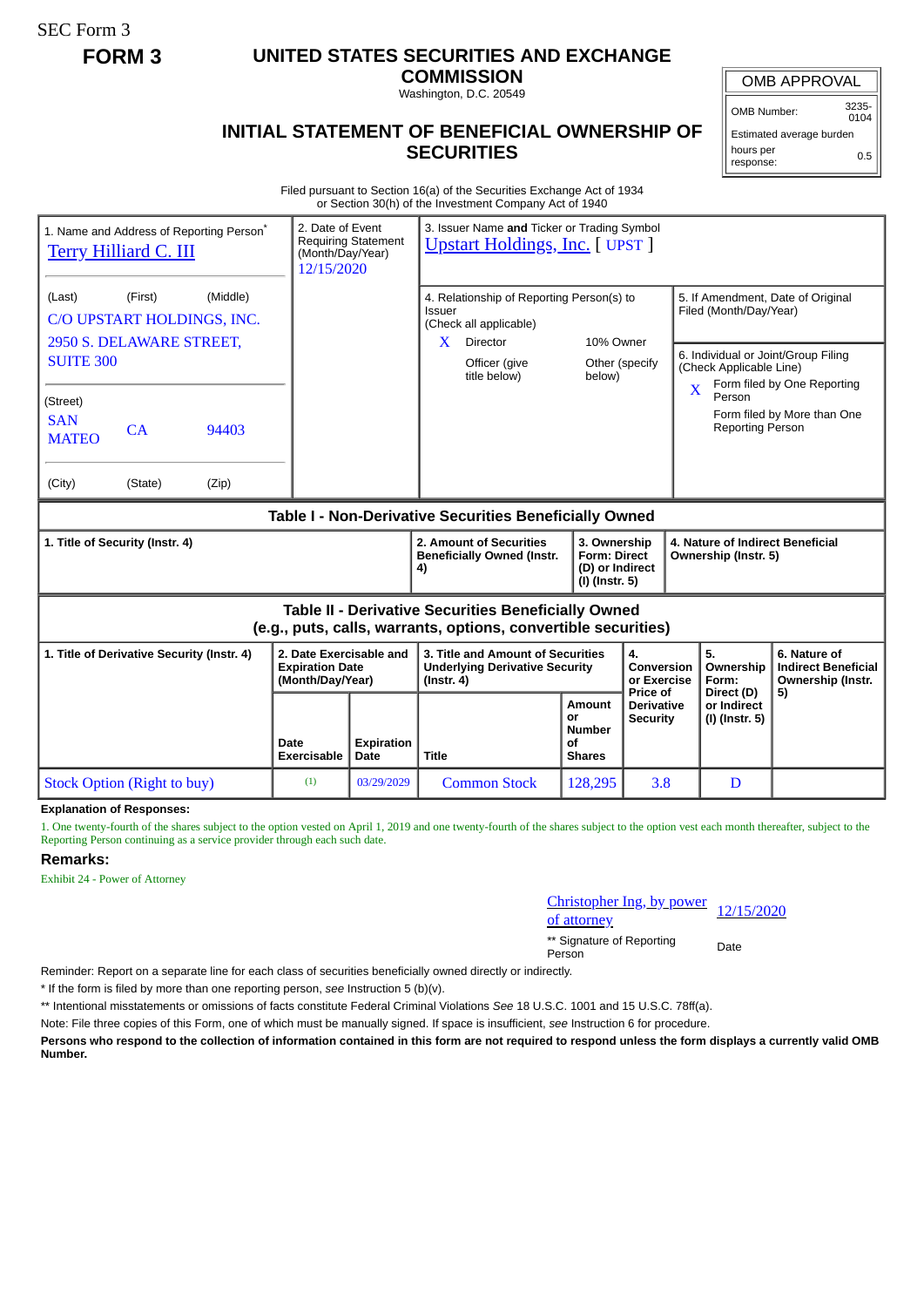SEC Form 3

**FORM 3**

# UNITED STATES SECURITIES AND EXCHANGE COMMISSION

Washington, D.C. 20549

## INITIAL STATEMENT OF BENEFICIAL OWNERSHIP OF SECURITIES

| OMB APPROVAL | |
|---|---|
| OMB Number: | 3235-0104 |
| Estimated average burden | |
| hours per response: | 0.5 |

Filed pursuant to Section 16(a) of the Securities Exchange Act of 1934
or Section 30(h) of the Investment Company Act of 1940

| 1. Name and Address of Reporting Person* | 2. Date of Event Requiring Statement (Month/Day/Year) | 3. Issuer Name **and** Ticker or Trading Symbol |
|---|---|---|
| Terry Hilliard C. III | 12/15/2020 | Upstart Holdings, Inc. [ UPST ] |
| (Last) (First) (Middle)<br>C/O UPSTART HOLDINGS, INC.<br>2950 S. DELAWARE STREET, SUITE 300 | | 4. Relationship of Reporting Person(s) to Issuer (Check all applicable)<br>X Director<br>10% Owner<br>Officer (give title below)<br>Other (specify below) |
| (Street)<br>SAN MATEO CA 94403 | | 5. If Amendment, Date of Original Filed (Month/Day/Year) |
| (City) (State) (Zip) | | 6. Individual or Joint/Group Filing (Check Applicable Line)<br>X Form filed by One Reporting Person<br>Form filed by More than One Reporting Person |

### Table I - Non-Derivative Securities Beneficially Owned

| 1. Title of Security (Instr. 4) | 2. Amount of Securities Beneficially Owned (Instr. 4) | 3. Ownership Form: Direct (D) or Indirect (I) (Instr. 5) | 4. Nature of Indirect Beneficial Ownership (Instr. 5) |
|---|---|---|---|

### Table II - Derivative Securities Beneficially Owned (e.g., puts, calls, warrants, options, convertible securities)

| 1. Title of Derivative Security (Instr. 4) | 2. Date Exercisable and Expiration Date (Month/Day/Year) | | 3. Title and Amount of Securities Underlying Derivative Security (Instr. 4) | | 4. Conversion or Exercise Price of Derivative Security | 5. Ownership Form: Direct (D) or Indirect (I) (Instr. 5) | 6. Nature of Indirect Beneficial Ownership (Instr. 5) |
|---|---|---|---|---|---|---|---|
| | Date Exercisable | Expiration Date | Title | Amount or Number of Shares | | | |
| Stock Option (Right to buy) | (1) | 03/29/2029 | Common Stock | 128,295 | 3.8 | D | |

**Explanation of Responses:**

1. One twenty-fourth of the shares subject to the option vested on April 1, 2019 and one twenty-fourth of the shares subject to the option vest each month thereafter, subject to the Reporting Person continuing as a service provider through each such date.

**Remarks:**

Exhibit 24 - Power of Attorney

| Christopher Ing, by power of attorney | 12/15/2020 |
|---|---|
| ** Signature of Reporting Person | Date |

Reminder: Report on a separate line for each class of securities beneficially owned directly or indirectly.

\* If the form is filed by more than one reporting person, *see* Instruction 5 (b)(v).

** Intentional misstatements or omissions of facts constitute Federal Criminal Violations *See* 18 U.S.C. 1001 and 15 U.S.C. 78ff(a).

Note: File three copies of this Form, one of which must be manually signed. If space is insufficient, *see* Instruction 6 for procedure.

**Persons who respond to the collection of information contained in this form are not required to respond unless the form displays a currently valid OMB Number.**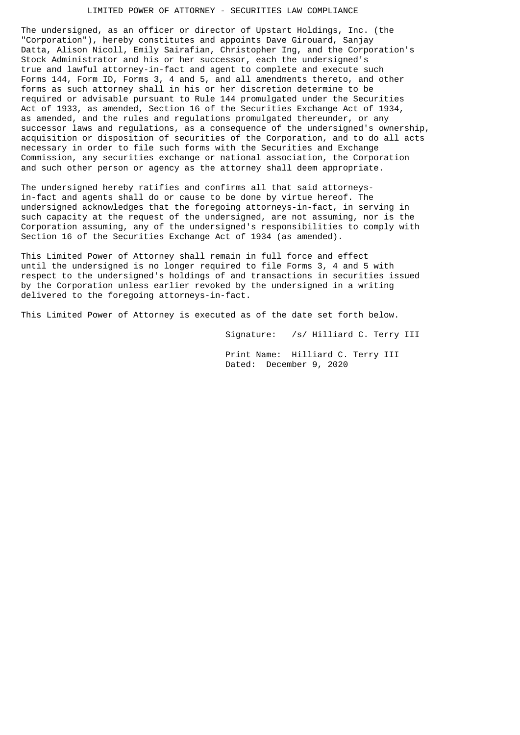# LIMITED POWER OF ATTORNEY - SECURITIES LAW COMPLIANCE

The undersigned, as an officer or director of Upstart Holdings, Inc. (the "Corporation"), hereby constitutes and appoints Dave Girouard, Sanjay Datta, Alison Nicoll, Emily Sairafian, Christopher Ing, and the Corporation's Stock Administrator and his or her successor, each the undersigned's true and lawful attorney-in-fact and agent to complete and execute such Forms 144, Form ID, Forms 3, 4 and 5, and all amendments thereto, and other forms as such attorney shall in his or her discretion determine to be required or advisable pursuant to Rule 144 promulgated under the Securities Act of 1933, as amended, Section 16 of the Securities Exchange Act of 1934, as amended, and the rules and regulations promulgated thereunder, or any successor laws and regulations, as a consequence of the undersigned's ownership, acquisition or disposition of securities of the Corporation, and to do all acts necessary in order to file such forms with the Securities and Exchange Commission, any securities exchange or national association, the Corporation and such other person or agency as the attorney shall deem appropriate.

The undersigned hereby ratifies and confirms all that said attorneys-in-fact and agents shall do or cause to be done by virtue hereof. The undersigned acknowledges that the foregoing attorneys-in-fact, in serving in such capacity at the request of the undersigned, are not assuming, nor is the Corporation assuming, any of the undersigned's responsibilities to comply with Section 16 of the Securities Exchange Act of 1934 (as amended).

This Limited Power of Attorney shall remain in full force and effect until the undersigned is no longer required to file Forms 3, 4 and 5 with respect to the undersigned's holdings of and transactions in securities issued by the Corporation unless earlier revoked by the undersigned in a writing delivered to the foregoing attorneys-in-fact.

This Limited Power of Attorney is executed as of the date set forth below.

Signature: /s/ Hilliard C. Terry III

Print Name: Hilliard C. Terry III

Dated: December 9, 2020